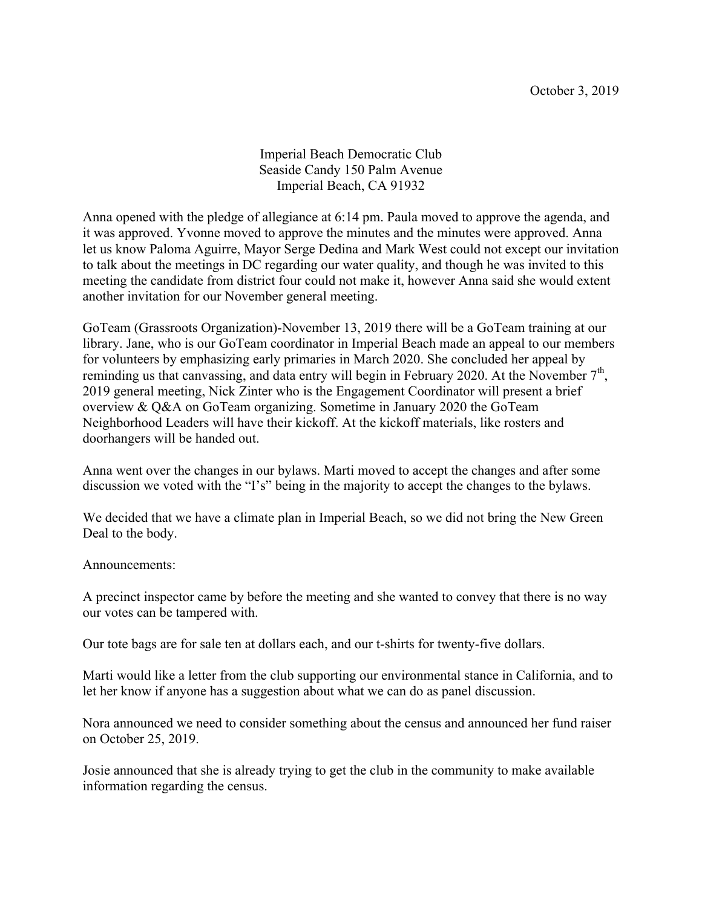October 3, 2019

Imperial Beach Democratic Club
Seaside Candy 150 Palm Avenue
Imperial Beach, CA 91932

Anna opened with the pledge of allegiance at 6:14 pm. Paula moved to approve the agenda, and it was approved. Yvonne moved to approve the minutes and the minutes were approved. Anna let us know Paloma Aguirre, Mayor Serge Dedina and Mark West could not except our invitation to talk about the meetings in DC regarding our water quality, and though he was invited to this meeting the candidate from district four could not make it, however Anna said she would extent another invitation for our November general meeting.

GoTeam (Grassroots Organization)-November 13, 2019 there will be a GoTeam training at our library. Jane, who is our GoTeam coordinator in Imperial Beach made an appeal to our members for volunteers by emphasizing early primaries in March 2020. She concluded her appeal by reminding us that canvassing, and data entry will begin in February 2020. At the November 7th, 2019 general meeting, Nick Zinter who is the Engagement Coordinator will present a brief overview & Q&A on GoTeam organizing. Sometime in January 2020 the GoTeam Neighborhood Leaders will have their kickoff. At the kickoff materials, like rosters and doorhangers will be handed out.

Anna went over the changes in our bylaws. Marti moved to accept the changes and after some discussion we voted with the "I's" being in the majority to accept the changes to the bylaws.

We decided that we have a climate plan in Imperial Beach, so we did not bring the New Green Deal to the body.

Announcements:

A precinct inspector came by before the meeting and she wanted to convey that there is no way our votes can be tampered with.

Our tote bags are for sale ten at dollars each, and our t-shirts for twenty-five dollars.

Marti would like a letter from the club supporting our environmental stance in California, and to let her know if anyone has a suggestion about what we can do as panel discussion.

Nora announced we need to consider something about the census and announced her fund raiser on October 25, 2019.

Josie announced that she is already trying to get the club in the community to make available information regarding the census.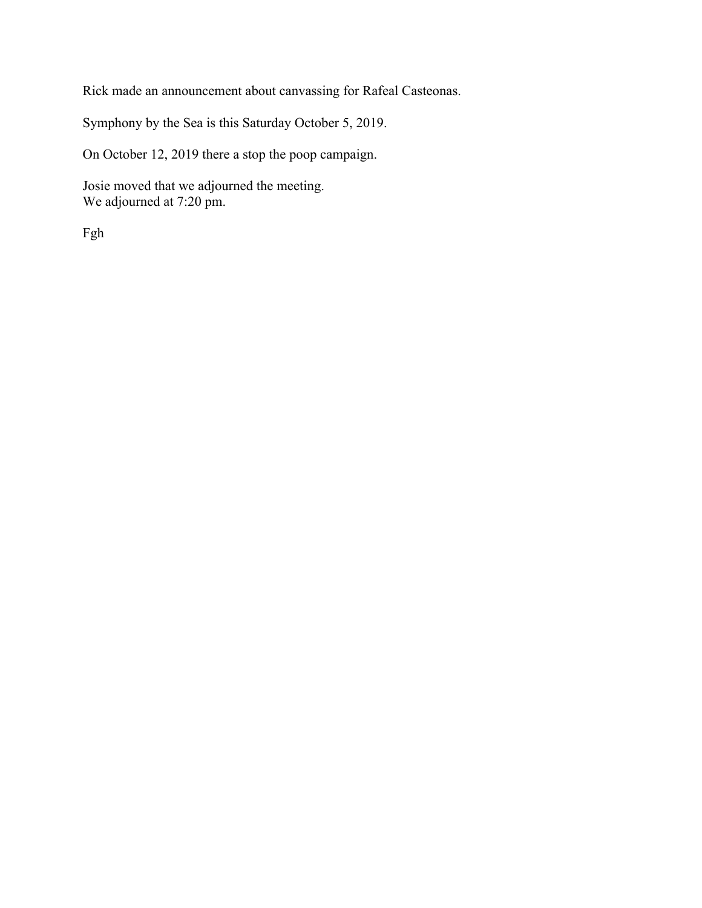Rick made an announcement about canvassing for Rafeal Casteonas.

Symphony by the Sea is this Saturday October 5, 2019.

On October 12, 2019 there a stop the poop campaign.

Josie moved that we adjourned the meeting.
We adjourned at 7:20 pm.

Fgh